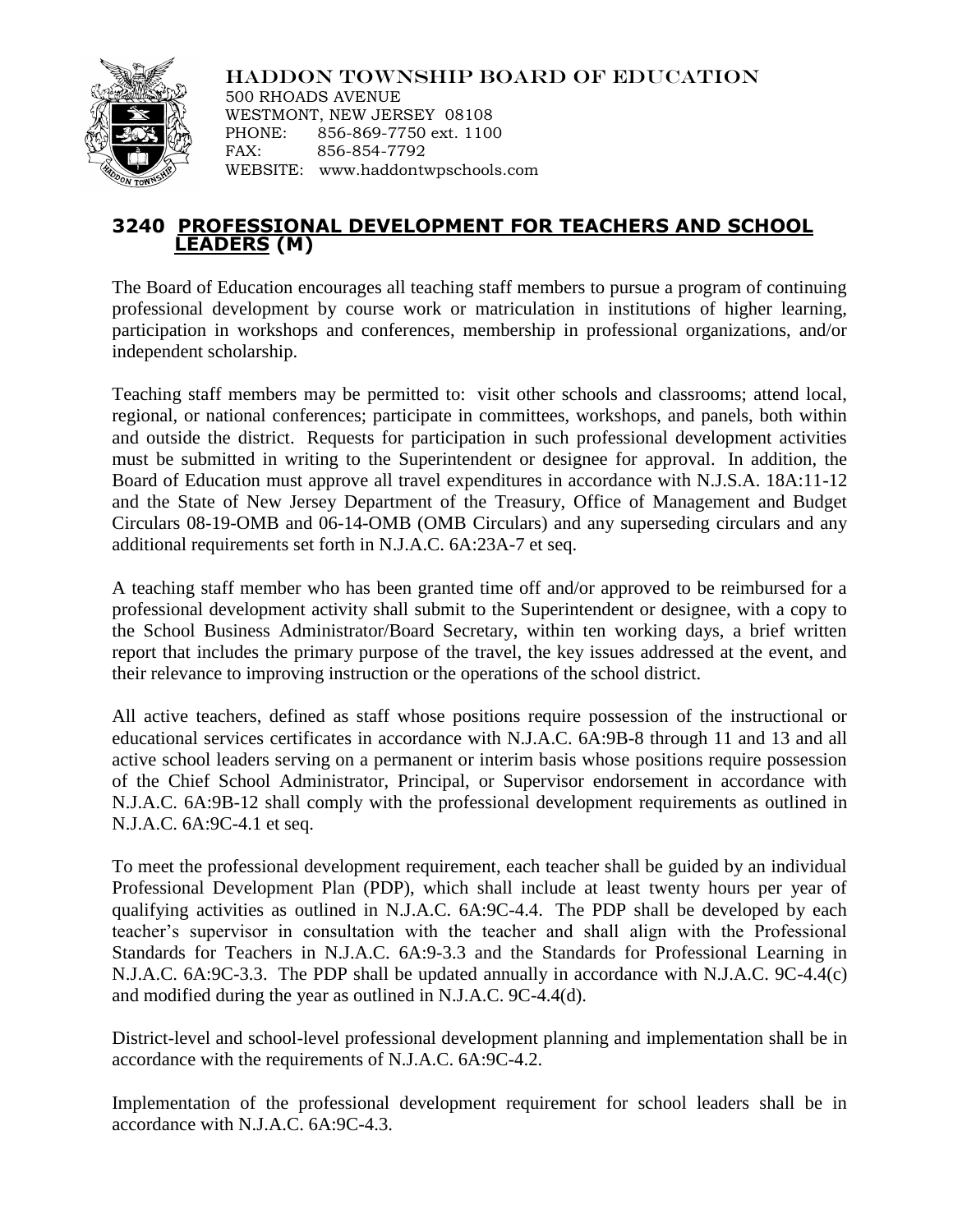HADDON TOWNSHIP BOARD OF EDUCATION
500 RHOADS AVENUE
WESTMONT, NEW JERSEY 08108
PHONE: 856-869-7750 ext. 1100
FAX: 856-854-7792
WEBSITE: www.haddontwpschools.com

## 3240 PROFESSIONAL DEVELOPMENT FOR TEACHERS AND SCHOOL LEADERS (M)

The Board of Education encourages all teaching staff members to pursue a program of continuing professional development by course work or matriculation in institutions of higher learning, participation in workshops and conferences, membership in professional organizations, and/or independent scholarship.

Teaching staff members may be permitted to: visit other schools and classrooms; attend local, regional, or national conferences; participate in committees, workshops, and panels, both within and outside the district. Requests for participation in such professional development activities must be submitted in writing to the Superintendent or designee for approval. In addition, the Board of Education must approve all travel expenditures in accordance with N.J.S.A. 18A:11-12 and the State of New Jersey Department of the Treasury, Office of Management and Budget Circulars 08-19-OMB and 06-14-OMB (OMB Circulars) and any superseding circulars and any additional requirements set forth in N.J.A.C. 6A:23A-7 et seq.

A teaching staff member who has been granted time off and/or approved to be reimbursed for a professional development activity shall submit to the Superintendent or designee, with a copy to the School Business Administrator/Board Secretary, within ten working days, a brief written report that includes the primary purpose of the travel, the key issues addressed at the event, and their relevance to improving instruction or the operations of the school district.

All active teachers, defined as staff whose positions require possession of the instructional or educational services certificates in accordance with N.J.A.C. 6A:9B-8 through 11 and 13 and all active school leaders serving on a permanent or interim basis whose positions require possession of the Chief School Administrator, Principal, or Supervisor endorsement in accordance with N.J.A.C. 6A:9B-12 shall comply with the professional development requirements as outlined in N.J.A.C. 6A:9C-4.1 et seq.

To meet the professional development requirement, each teacher shall be guided by an individual Professional Development Plan (PDP), which shall include at least twenty hours per year of qualifying activities as outlined in N.J.A.C. 6A:9C-4.4. The PDP shall be developed by each teacher's supervisor in consultation with the teacher and shall align with the Professional Standards for Teachers in N.J.A.C. 6A:9-3.3 and the Standards for Professional Learning in N.J.A.C. 6A:9C-3.3. The PDP shall be updated annually in accordance with N.J.A.C. 9C-4.4(c) and modified during the year as outlined in N.J.A.C. 9C-4.4(d).

District-level and school-level professional development planning and implementation shall be in accordance with the requirements of N.J.A.C. 6A:9C-4.2.

Implementation of the professional development requirement for school leaders shall be in accordance with N.J.A.C. 6A:9C-4.3.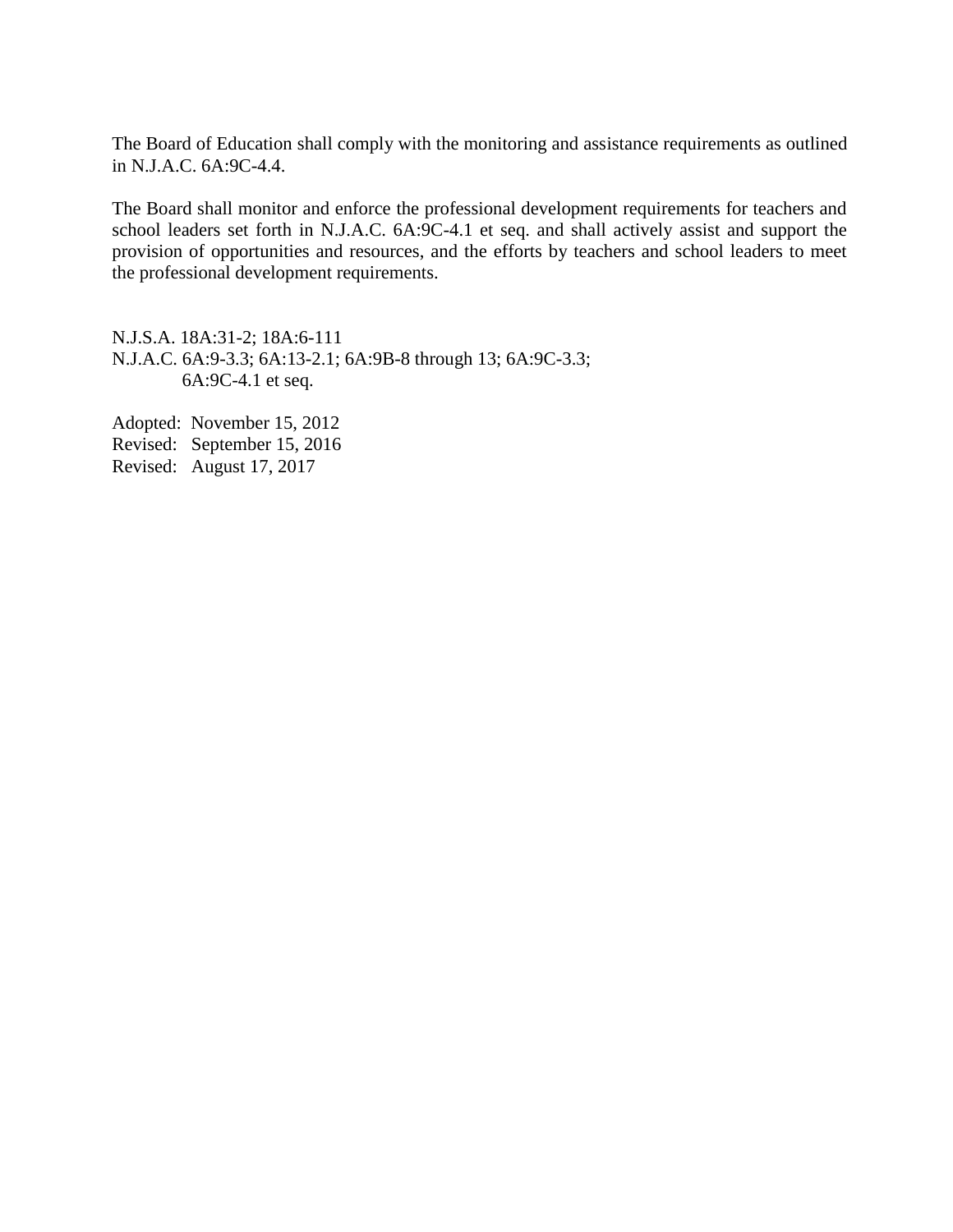The Board of Education shall comply with the monitoring and assistance requirements as outlined in N.J.A.C. 6A:9C-4.4.

The Board shall monitor and enforce the professional development requirements for teachers and school leaders set forth in N.J.A.C. 6A:9C-4.1 et seq. and shall actively assist and support the provision of opportunities and resources, and the efforts by teachers and school leaders to meet the professional development requirements.

N.J.S.A. 18A:31-2; 18A:6-111
N.J.A.C. 6A:9-3.3; 6A:13-2.1; 6A:9B-8 through 13; 6A:9C-3.3;
6A:9C-4.1 et seq.

Adopted: November 15, 2012
Revised: September 15, 2016
Revised: August 17, 2017